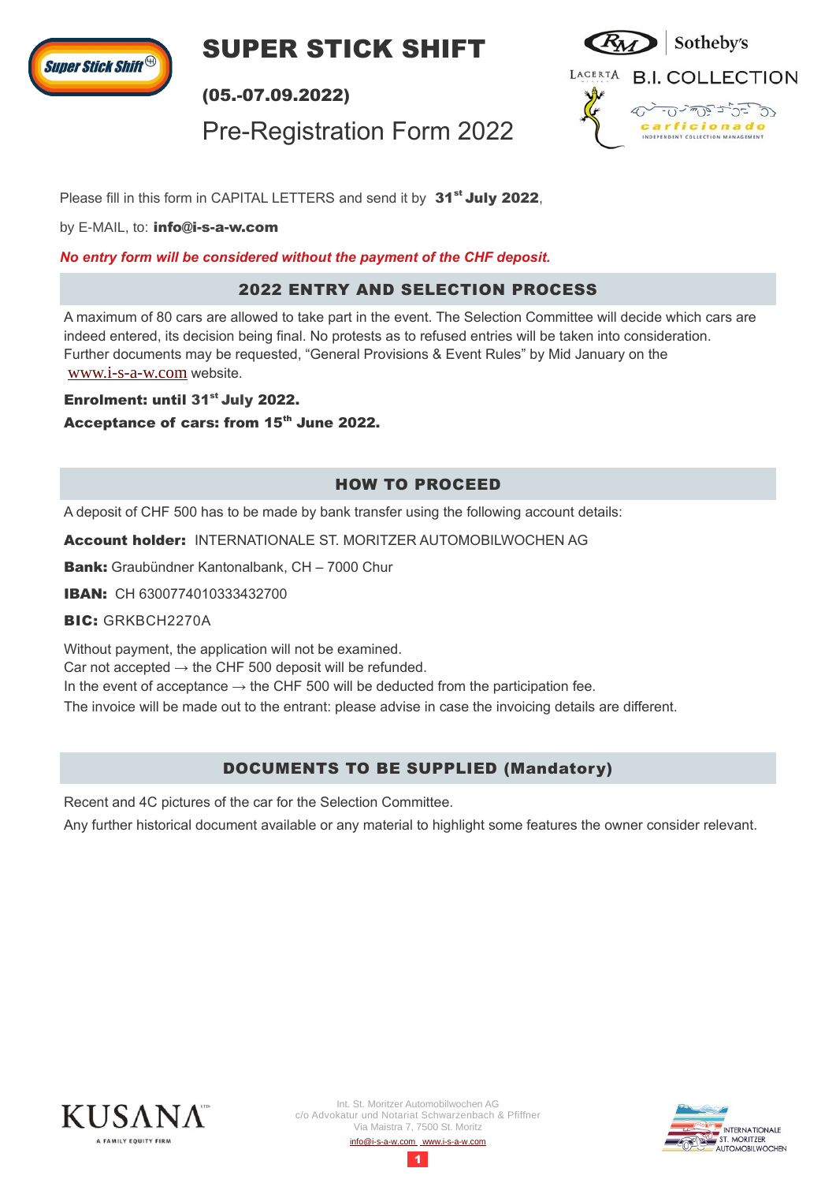# SUPER STICK SHIFT

**(05.-07.09.2022)**

Pre-Registration Form 2022

Please fill in this form in CAPITAL LETTERS and send it by **31st July 2022**,

by E-MAIL, to: **info@i-s-a-w.com**

***No entry form will be considered without the payment of the CHF deposit.***

## 2022 ENTRY AND SELECTION PROCESS

A maximum of 80 cars are allowed to take part in the event. The Selection Committee will decide which cars are indeed entered, its decision being final. No protests as to refused entries will be taken into consideration. Further documents may be requested, "General Provisions & Event Rules" by Mid January on the www.i-s-a-w.com website.

**Enrolment: until 31st July 2022.**

**Acceptance of cars: from 15th June 2022.**

## HOW TO PROCEED

A deposit of CHF 500 has to be made by bank transfer using the following account details:

**Account holder:** INTERNATIONALE ST. MORITZER AUTOMOBILWOCHEN AG

**Bank:** Graubündner Kantonalbank, CH – 7000 Chur

**IBAN:** CH 6300774010333432700

**BIC:** GRKBCH2270A

Without payment, the application will not be examined.
Car not accepted → the CHF 500 deposit will be refunded.
In the event of acceptance → the CHF 500 will be deducted from the participation fee.
The invoice will be made out to the entrant: please advise in case the invoicing details are different.

## DOCUMENTS TO BE SUPPLIED (Mandatory)

Recent and 4C pictures of the car for the Selection Committee.

Any further historical document available or any material to highlight some features the owner consider relevant.

Int. St. Moritzer Automobilwochen AG
c/o Advokatur und Notariat Schwarzenbach & Pfiffner
Via Maistra 7, 7500 St. Moritz
info@i-s-a-w.com www.i-s-a-w.com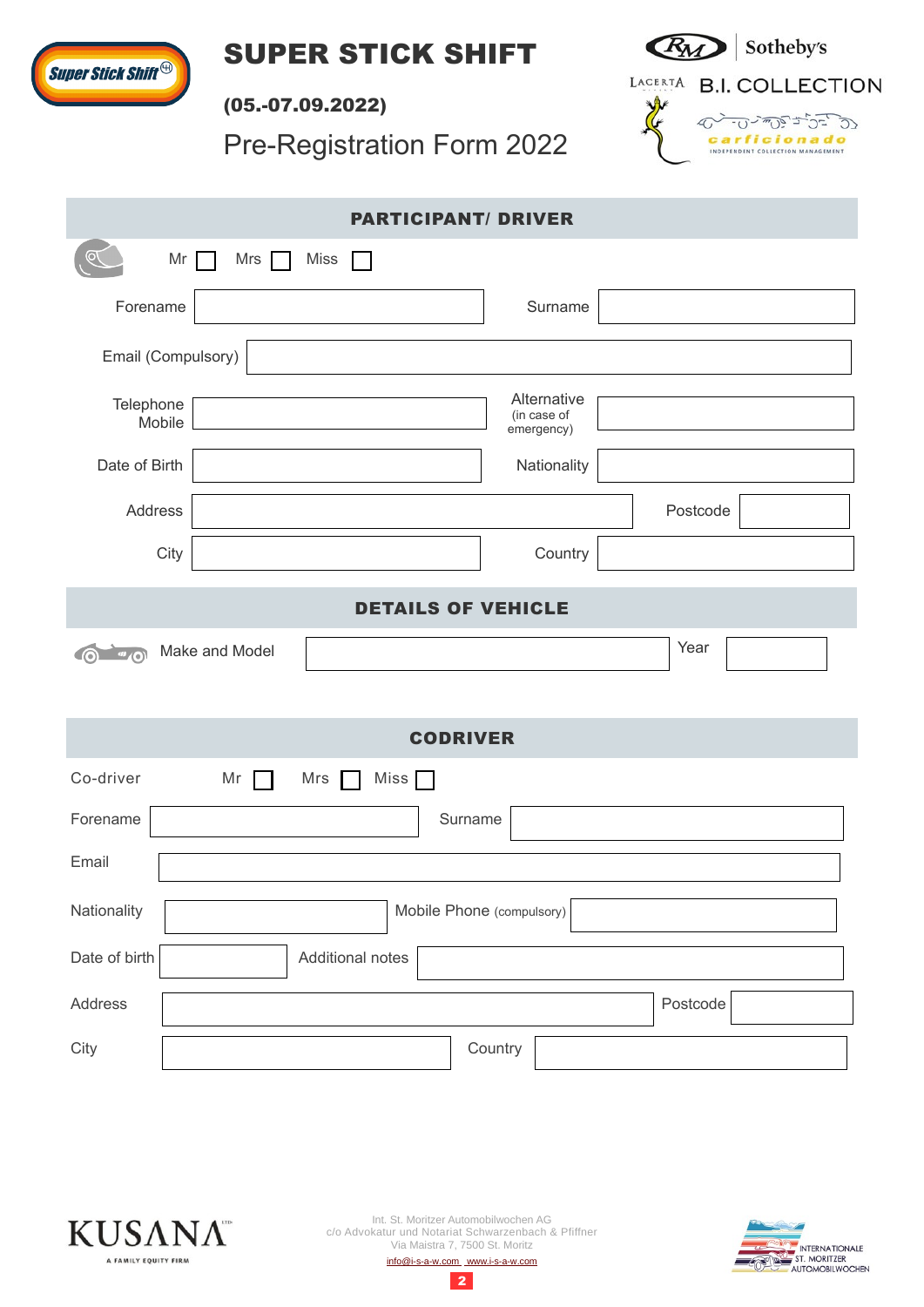# SUPER STICK SHIFT

**(05.-07.09.2022)**

Pre-Registration Form 2022

## PARTICIPANT/ DRIVER

Mr ☐ Mrs ☐ Miss ☐

Forename ______ Surname ______

Email (Compulsory) ______

Telephone Mobile ______ Alternative (in case of emergency) ______

Date of Birth ______ Nationality ______

Address ______ Postcode ______

City ______ Country ______

## DETAILS OF VEHICLE

Make and Model ______ Year ______

## CODRIVER

Co-driver Mr ☐ Mrs ☐ Miss ☐

Forename ______ Surname ______

Email ______

Nationality ______ Mobile Phone (compulsory) ______

Date of birth ______ Additional notes ______

Address ______ Postcode ______

City ______ Country ______

Int. St. Moritzer Automobilwochen AG
c/o Advokatur und Notariat Schwarzenbach & Pfiffner
Via Maistra 7, 7500 St. Moritz
info@i-s-a-w.com www.i-s-a-w.com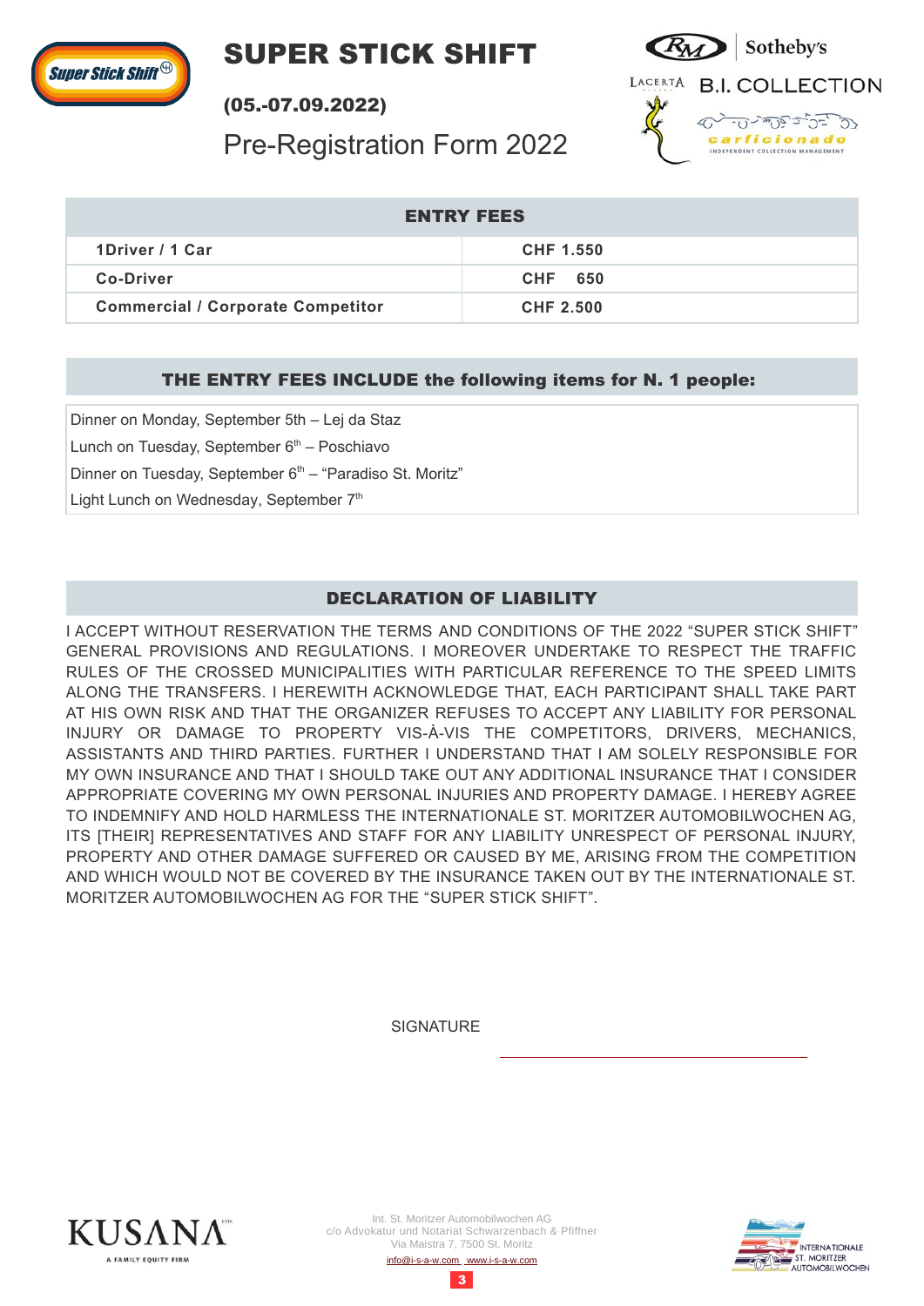# SUPER STICK SHIFT

**(05.-07.09.2022)**

Pre-Registration Form 2022

| ENTRY FEES | |
|---|---|
| 1Driver / 1 Car | CHF 1.550 |
| Co-Driver | CHF 650 |
| Commercial / Corporate Competitor | CHF 2.500 |

## THE ENTRY FEES INCLUDE the following items for N. 1 people:

Dinner on Monday, September 5th – Lej da Staz

Lunch on Tuesday, September 6th – Poschiavo

Dinner on Tuesday, September 6th – "Paradiso St. Moritz"

Light Lunch on Wednesday, September 7th

## DECLARATION OF LIABILITY

I ACCEPT WITHOUT RESERVATION THE TERMS AND CONDITIONS OF THE 2022 "SUPER STICK SHIFT" GENERAL PROVISIONS AND REGULATIONS. I MOREOVER UNDERTAKE TO RESPECT THE TRAFFIC RULES OF THE CROSSED MUNICIPALITIES WITH PARTICULAR REFERENCE TO THE SPEED LIMITS ALONG THE TRANSFERS. I HEREWITH ACKNOWLEDGE THAT, EACH PARTICIPANT SHALL TAKE PART AT HIS OWN RISK AND THAT THE ORGANIZER REFUSES TO ACCEPT ANY LIABILITY FOR PERSONAL INJURY OR DAMAGE TO PROPERTY VIS-À-VIS THE COMPETITORS, DRIVERS, MECHANICS, ASSISTANTS AND THIRD PARTIES. FURTHER I UNDERSTAND THAT I AM SOLELY RESPONSIBLE FOR MY OWN INSURANCE AND THAT I SHOULD TAKE OUT ANY ADDITIONAL INSURANCE THAT I CONSIDER APPROPRIATE COVERING MY OWN PERSONAL INJURIES AND PROPERTY DAMAGE. I HEREBY AGREE TO INDEMNIFY AND HOLD HARMLESS THE INTERNATIONALE ST. MORITZER AUTOMOBILWOCHEN AG, ITS [THEIR] REPRESENTATIVES AND STAFF FOR ANY LIABILITY UNRESPECT OF PERSONAL INJURY, PROPERTY AND OTHER DAMAGE SUFFERED OR CAUSED BY ME, ARISING FROM THE COMPETITION AND WHICH WOULD NOT BE COVERED BY THE INSURANCE TAKEN OUT BY THE INTERNATIONALE ST. MORITZER AUTOMOBILWOCHEN AG FOR THE "SUPER STICK SHIFT".

SIGNATURE ______________________

Int. St. Moritzer Automobilwochen AG
c/o Advokatur und Notariat Schwarzenbach & Pfiffner
Via Maistra 7, 7500 St. Moritz
info@i-s-a-w.com www.i-s-a-w.com